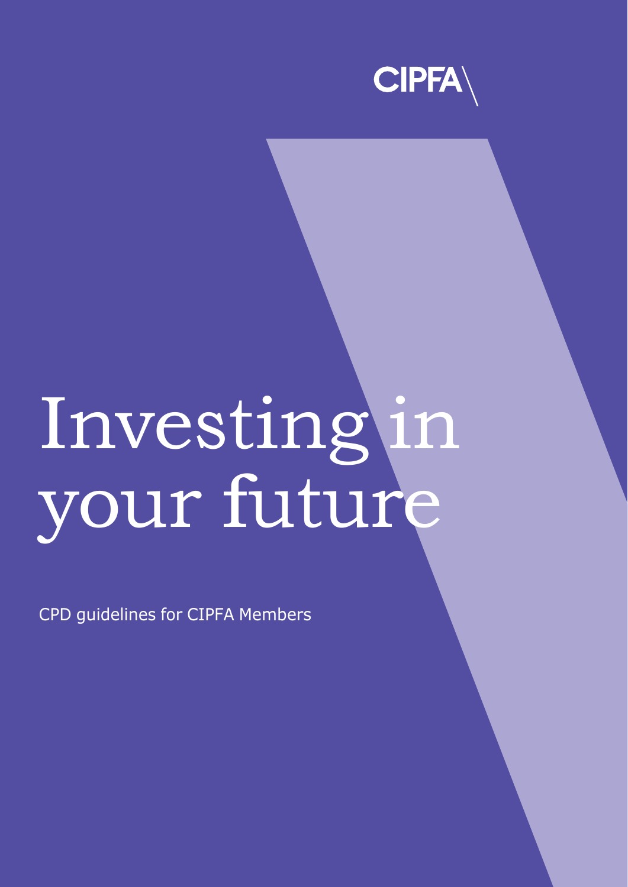CIPFA

# Investing in your future

CPD guidelines for CIPFA Members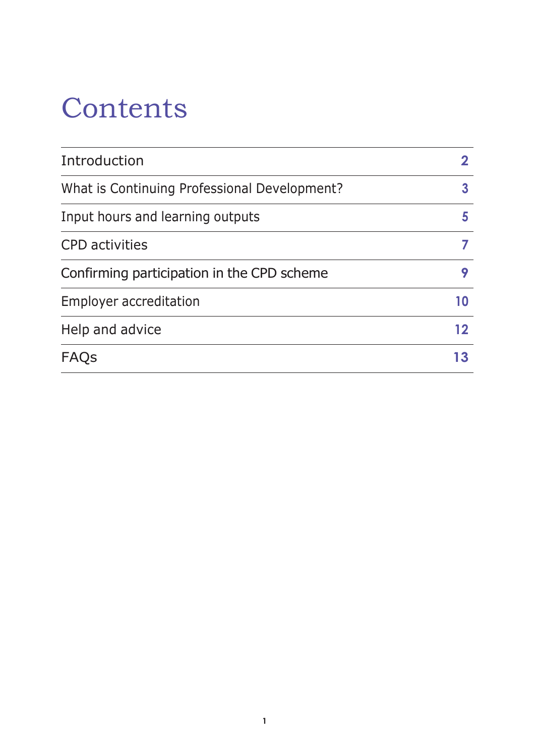# Contents

| | |
|---|---|
| Introduction | 2 |
| What is Continuing Professional Development? | 3 |
| Input hours and learning outputs | 5 |
| CPD activities | 7 |
| Confirming participation in the CPD scheme | 9 |
| Employer accreditation | 10 |
| Help and advice | 12 |
| FAQs | 13 |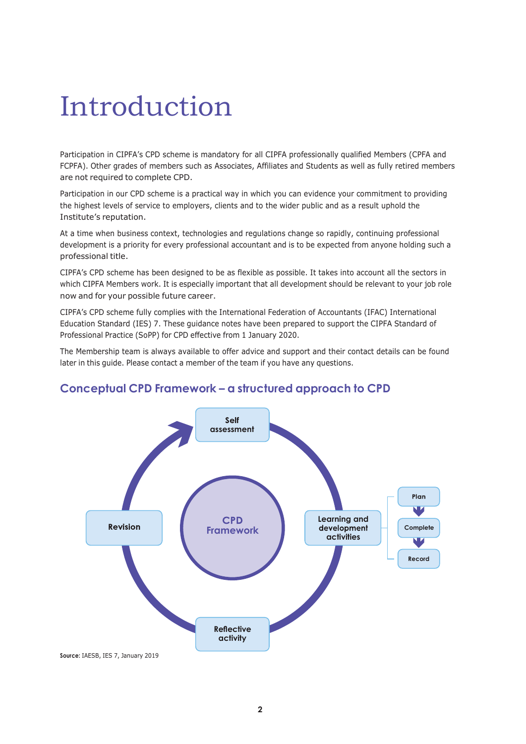# Introduction

Participation in CIPFA's CPD scheme is mandatory for all CIPFA professionally qualified Members (CPFA and FCPFA). Other grades of members such as Associates, Affiliates and Students as well as fully retired members are not required to complete CPD.

Participation in our CPD scheme is a practical way in which you can evidence your commitment to providing the highest levels of service to employers, clients and to the wider public and as a result uphold the Institute's reputation.

At a time when business context, technologies and regulations change so rapidly, continuing professional development is a priority for every professional accountant and is to be expected from anyone holding such a professional title.

CIPFA's CPD scheme has been designed to be as flexible as possible. It takes into account all the sectors in which CIPFA Members work. It is especially important that all development should be relevant to your job role now and for your possible future career.

CIPFA's CPD scheme fully complies with the International Federation of Accountants (IFAC) International Education Standard (IES) 7. These guidance notes have been prepared to support the CIPFA Standard of Professional Practice (SoPP) for CPD effective from 1 January 2020.

The Membership team is always available to offer advice and support and their contact details can be found later in this guide. Please contact a member of the team if you have any questions.

## Conceptual CPD Framework – a structured approach to CPD

CPD Framework

Self assessment

Learning and development activities

Plan

Complete

Record

Reflective activity

Revision

**Source:** IAESB, IES 7, January 2019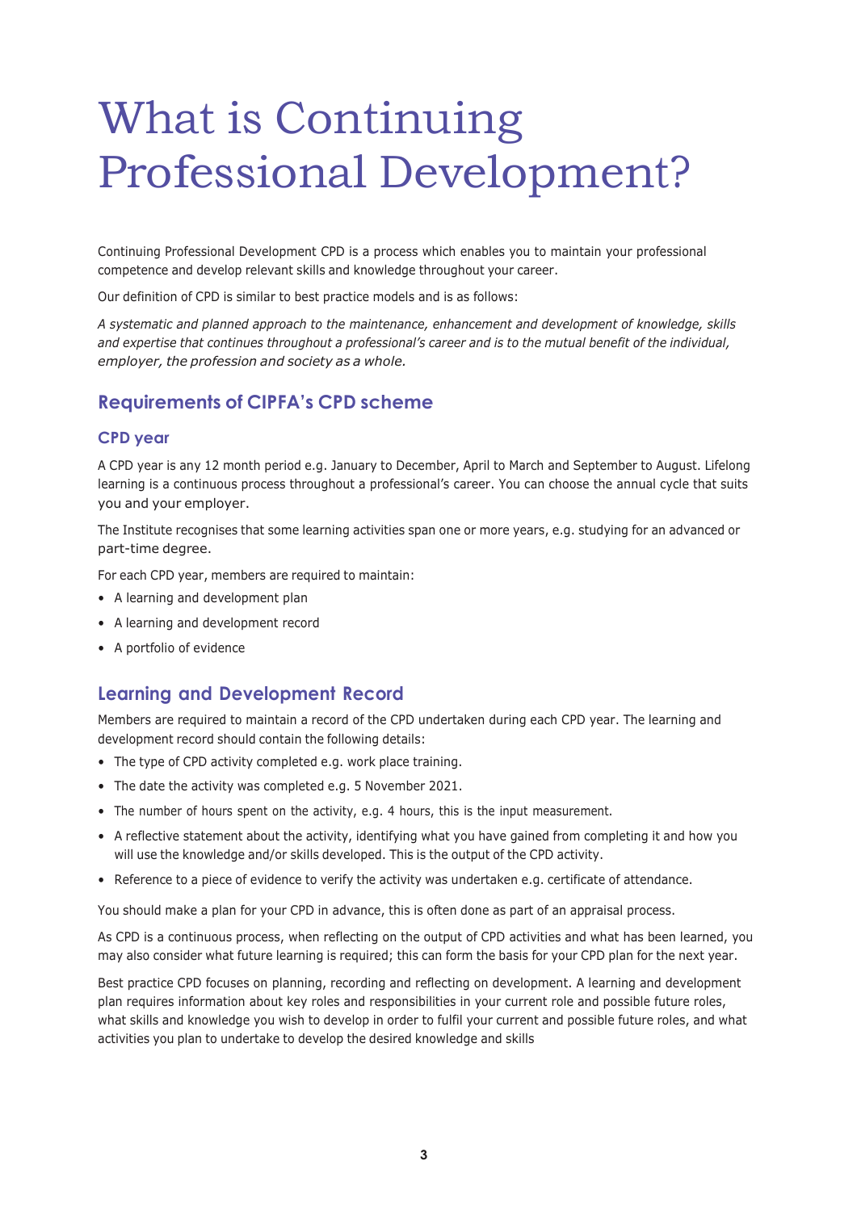# What is Continuing Professional Development?

Continuing Professional Development CPD is a process which enables you to maintain your professional competence and develop relevant skills and knowledge throughout your career.

Our definition of CPD is similar to best practice models and is as follows:

*A systematic and planned approach to the maintenance, enhancement and development of knowledge, skills and expertise that continues throughout a professional's career and is to the mutual benefit of the individual, employer, the profession and society as a whole.*

## Requirements of CIPFA's CPD scheme

### CPD year

A CPD year is any 12 month period e.g. January to December, April to March and September to August. Lifelong learning is a continuous process throughout a professional's career. You can choose the annual cycle that suits you and your employer.

The Institute recognises that some learning activities span one or more years, e.g. studying for an advanced or part-time degree.

For each CPD year, members are required to maintain:

- A learning and development plan
- A learning and development record
- A portfolio of evidence

## Learning and Development Record

Members are required to maintain a record of the CPD undertaken during each CPD year. The learning and development record should contain the following details:

- The type of CPD activity completed e.g. work place training.
- The date the activity was completed e.g. 5 November 2021.
- The number of hours spent on the activity, e.g. 4 hours, this is the input measurement.
- A reflective statement about the activity, identifying what you have gained from completing it and how you will use the knowledge and/or skills developed. This is the output of the CPD activity.
- Reference to a piece of evidence to verify the activity was undertaken e.g. certificate of attendance.

You should make a plan for your CPD in advance, this is often done as part of an appraisal process.

As CPD is a continuous process, when reflecting on the output of CPD activities and what has been learned, you may also consider what future learning is required; this can form the basis for your CPD plan for the next year.

Best practice CPD focuses on planning, recording and reflecting on development. A learning and development plan requires information about key roles and responsibilities in your current role and possible future roles, what skills and knowledge you wish to develop in order to fulfil your current and possible future roles, and what activities you plan to undertake to develop the desired knowledge and skills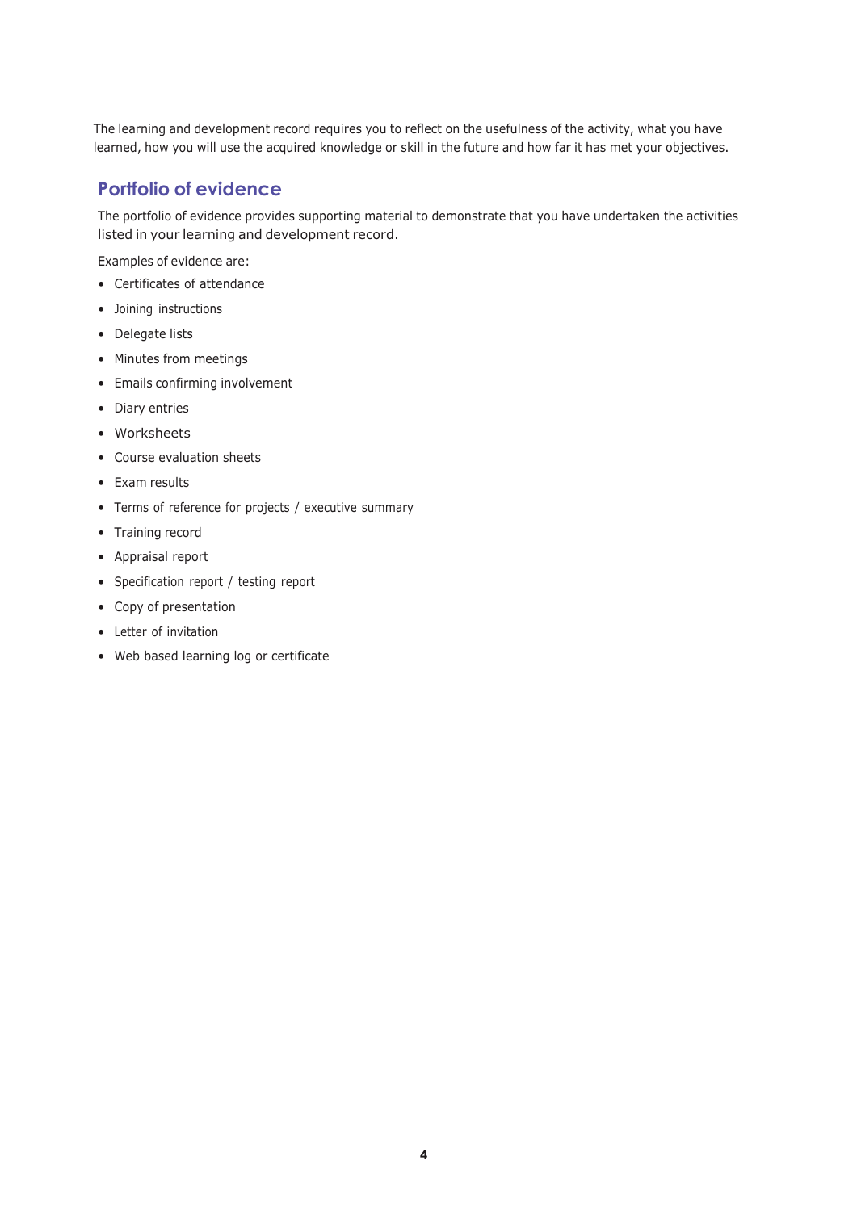The learning and development record requires you to reflect on the usefulness of the activity, what you have learned, how you will use the acquired knowledge or skill in the future and how far it has met your objectives.

## Portfolio of evidence

The portfolio of evidence provides supporting material to demonstrate that you have undertaken the activities listed in your learning and development record.

Examples of evidence are:

- Certificates of attendance
- Joining instructions
- Delegate lists
- Minutes from meetings
- Emails confirming involvement
- Diary entries
- Worksheets
- Course evaluation sheets
- Exam results
- Terms of reference for projects / executive summary
- Training record
- Appraisal report
- Specification report / testing report
- Copy of presentation
- Letter of invitation
- Web based learning log or certificate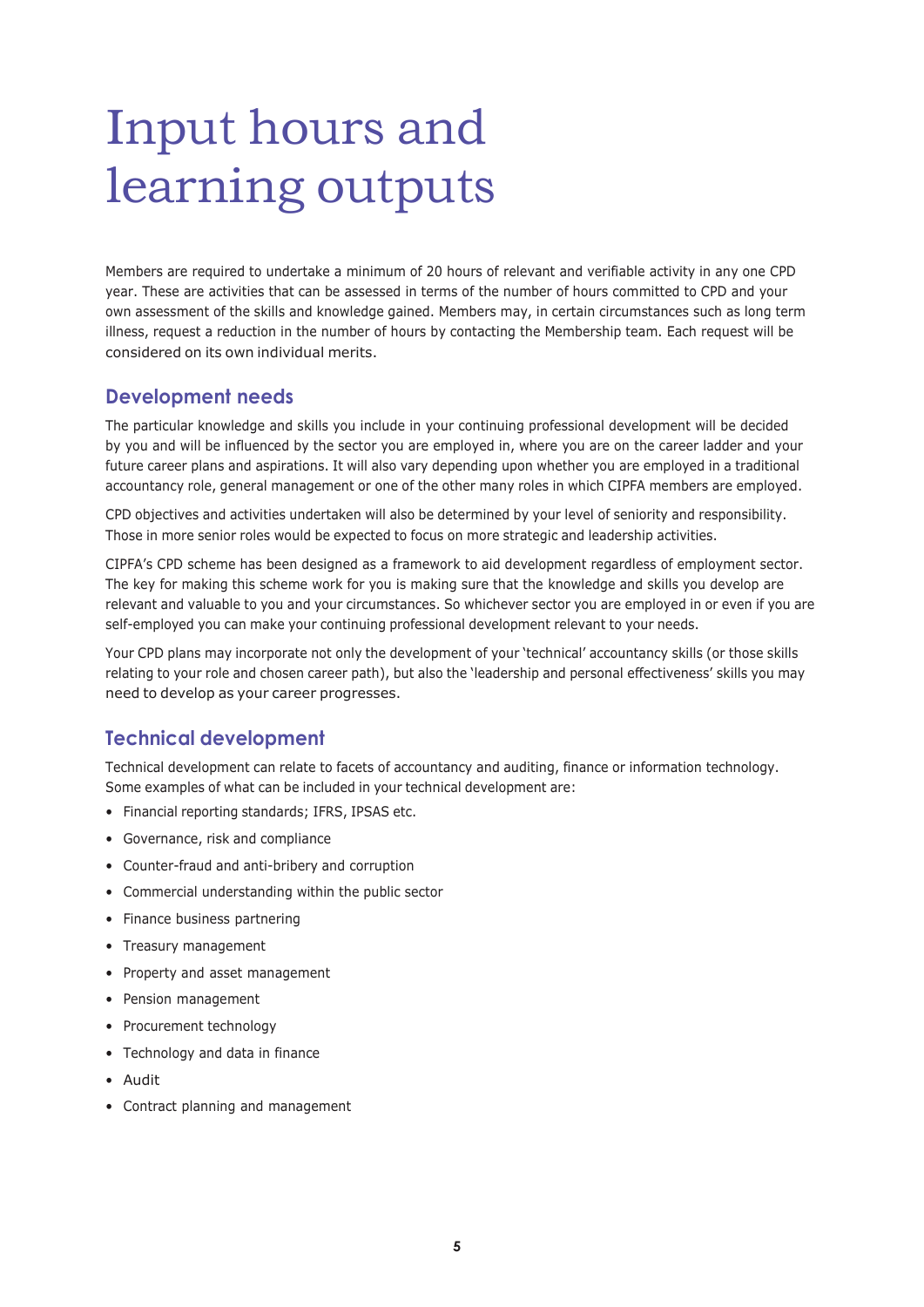# Input hours and learning outputs

Members are required to undertake a minimum of 20 hours of relevant and verifiable activity in any one CPD year. These are activities that can be assessed in terms of the number of hours committed to CPD and your own assessment of the skills and knowledge gained. Members may, in certain circumstances such as long term illness, request a reduction in the number of hours by contacting the Membership team. Each request will be considered on its own individual merits.

## Development needs

The particular knowledge and skills you include in your continuing professional development will be decided by you and will be influenced by the sector you are employed in, where you are on the career ladder and your future career plans and aspirations. It will also vary depending upon whether you are employed in a traditional accountancy role, general management or one of the other many roles in which CIPFA members are employed.

CPD objectives and activities undertaken will also be determined by your level of seniority and responsibility. Those in more senior roles would be expected to focus on more strategic and leadership activities.

CIPFA's CPD scheme has been designed as a framework to aid development regardless of employment sector. The key for making this scheme work for you is making sure that the knowledge and skills you develop are relevant and valuable to you and your circumstances. So whichever sector you are employed in or even if you are self-employed you can make your continuing professional development relevant to your needs.

Your CPD plans may incorporate not only the development of your 'technical' accountancy skills (or those skills relating to your role and chosen career path), but also the 'leadership and personal effectiveness' skills you may need to develop as your career progresses.

## Technical development

Technical development can relate to facets of accountancy and auditing, finance or information technology. Some examples of what can be included in your technical development are:

- Financial reporting standards; IFRS, IPSAS etc.
- Governance, risk and compliance
- Counter-fraud and anti-bribery and corruption
- Commercial understanding within the public sector
- Finance business partnering
- Treasury management
- Property and asset management
- Pension management
- Procurement technology
- Technology and data in finance
- Audit
- Contract planning and management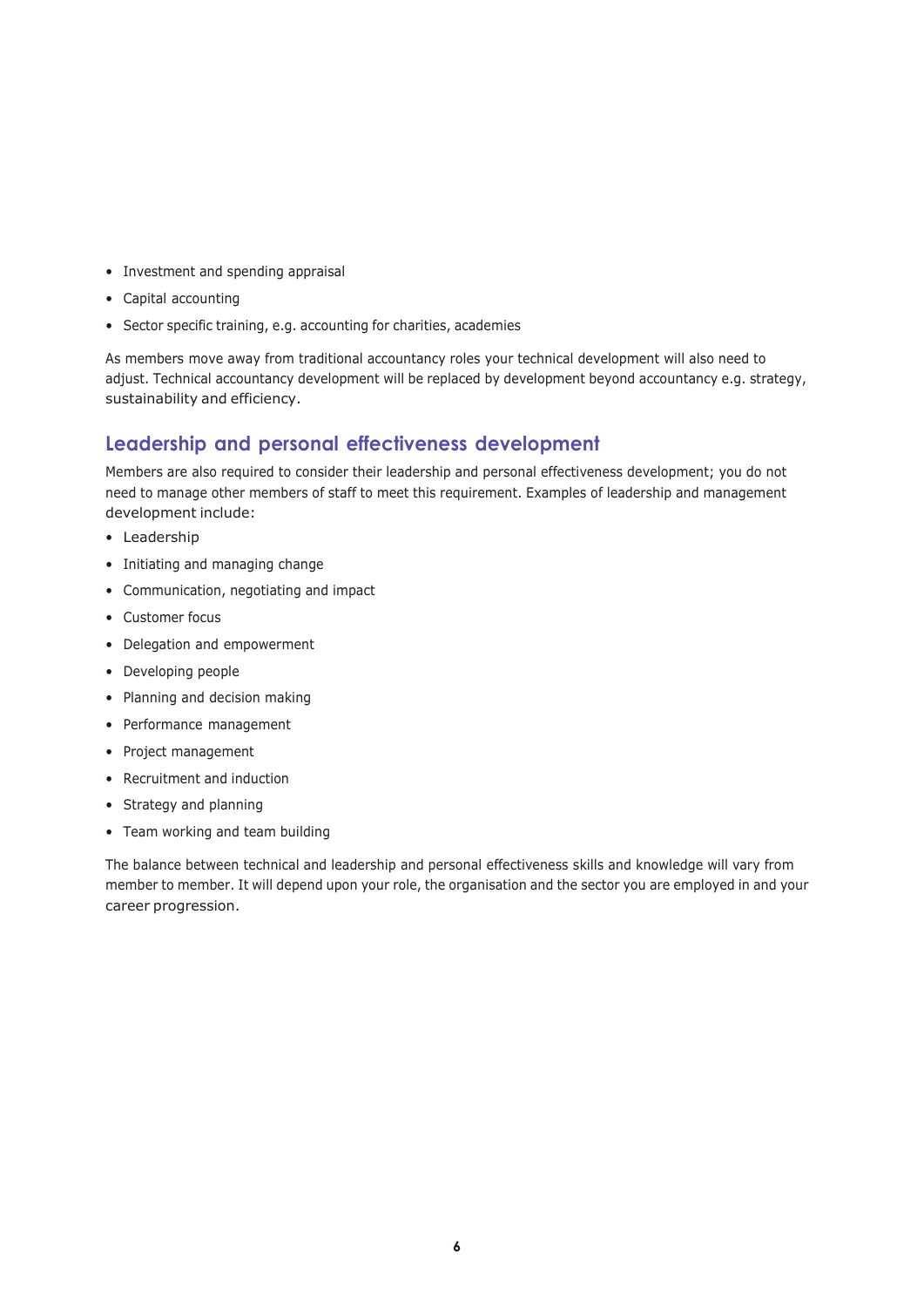- Investment and spending appraisal
- Capital accounting
- Sector specific training, e.g. accounting for charities, academies

As members move away from traditional accountancy roles your technical development will also need to adjust. Technical accountancy development will be replaced by development beyond accountancy e.g. strategy, sustainability and efficiency.

## Leadership and personal effectiveness development

Members are also required to consider their leadership and personal effectiveness development; you do not need to manage other members of staff to meet this requirement. Examples of leadership and management development include:

- Leadership
- Initiating and managing change
- Communication, negotiating and impact
- Customer focus
- Delegation and empowerment
- Developing people
- Planning and decision making
- Performance management
- Project management
- Recruitment and induction
- Strategy and planning
- Team working and team building

The balance between technical and leadership and personal effectiveness skills and knowledge will vary from member to member. It will depend upon your role, the organisation and the sector you are employed in and your career progression.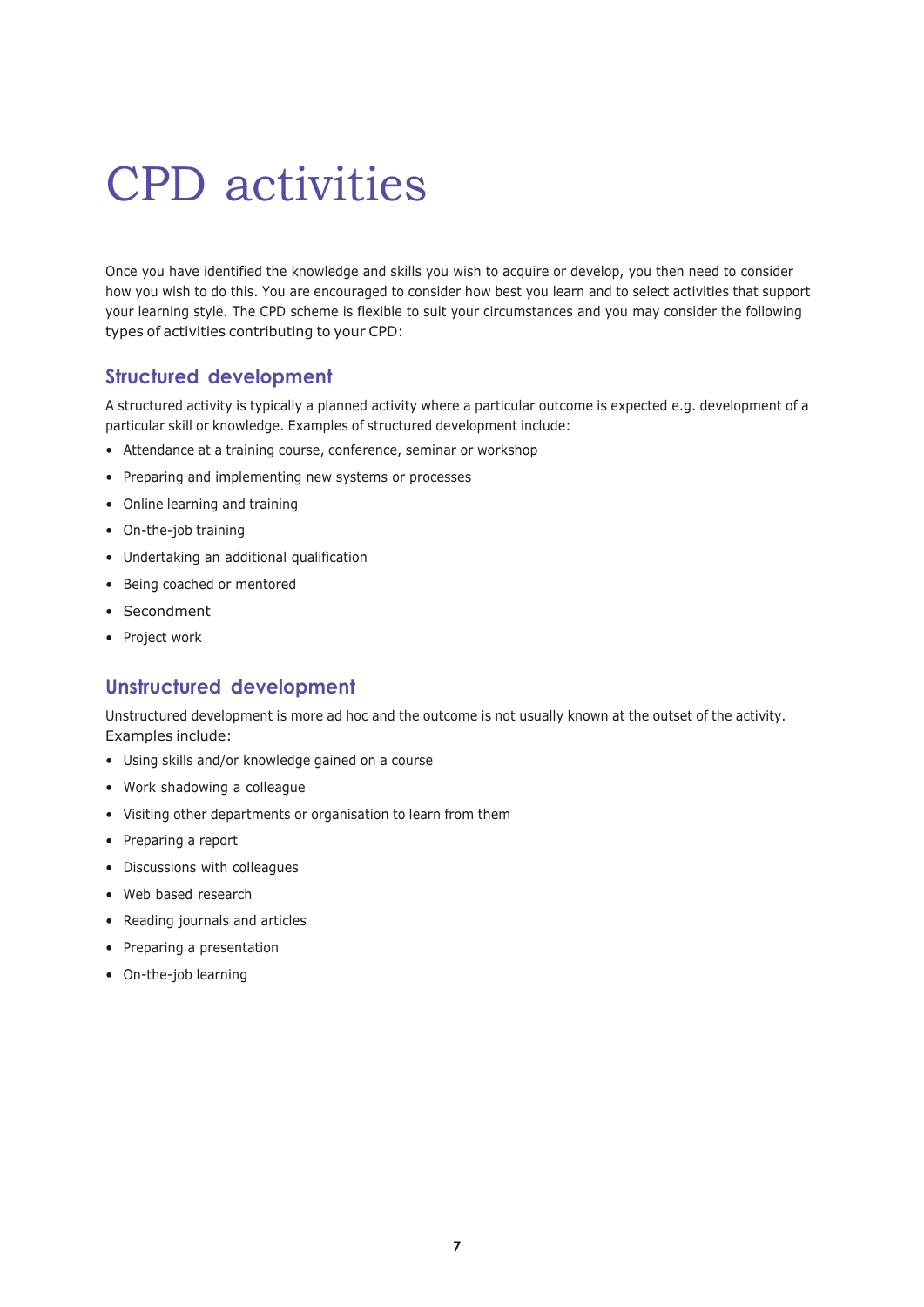# CPD activities

Once you have identified the knowledge and skills you wish to acquire or develop, you then need to consider how you wish to do this. You are encouraged to consider how best you learn and to select activities that support your learning style. The CPD scheme is flexible to suit your circumstances and you may consider the following types of activities contributing to your CPD:

## Structured development

A structured activity is typically a planned activity where a particular outcome is expected e.g. development of a particular skill or knowledge. Examples of structured development include:

- Attendance at a training course, conference, seminar or workshop
- Preparing and implementing new systems or processes
- Online learning and training
- On-the-job training
- Undertaking an additional qualification
- Being coached or mentored
- Secondment
- Project work

## Unstructured development

Unstructured development is more ad hoc and the outcome is not usually known at the outset of the activity. Examples include:

- Using skills and/or knowledge gained on a course
- Work shadowing a colleague
- Visiting other departments or organisation to learn from them
- Preparing a report
- Discussions with colleagues
- Web based research
- Reading journals and articles
- Preparing a presentation
- On-the-job learning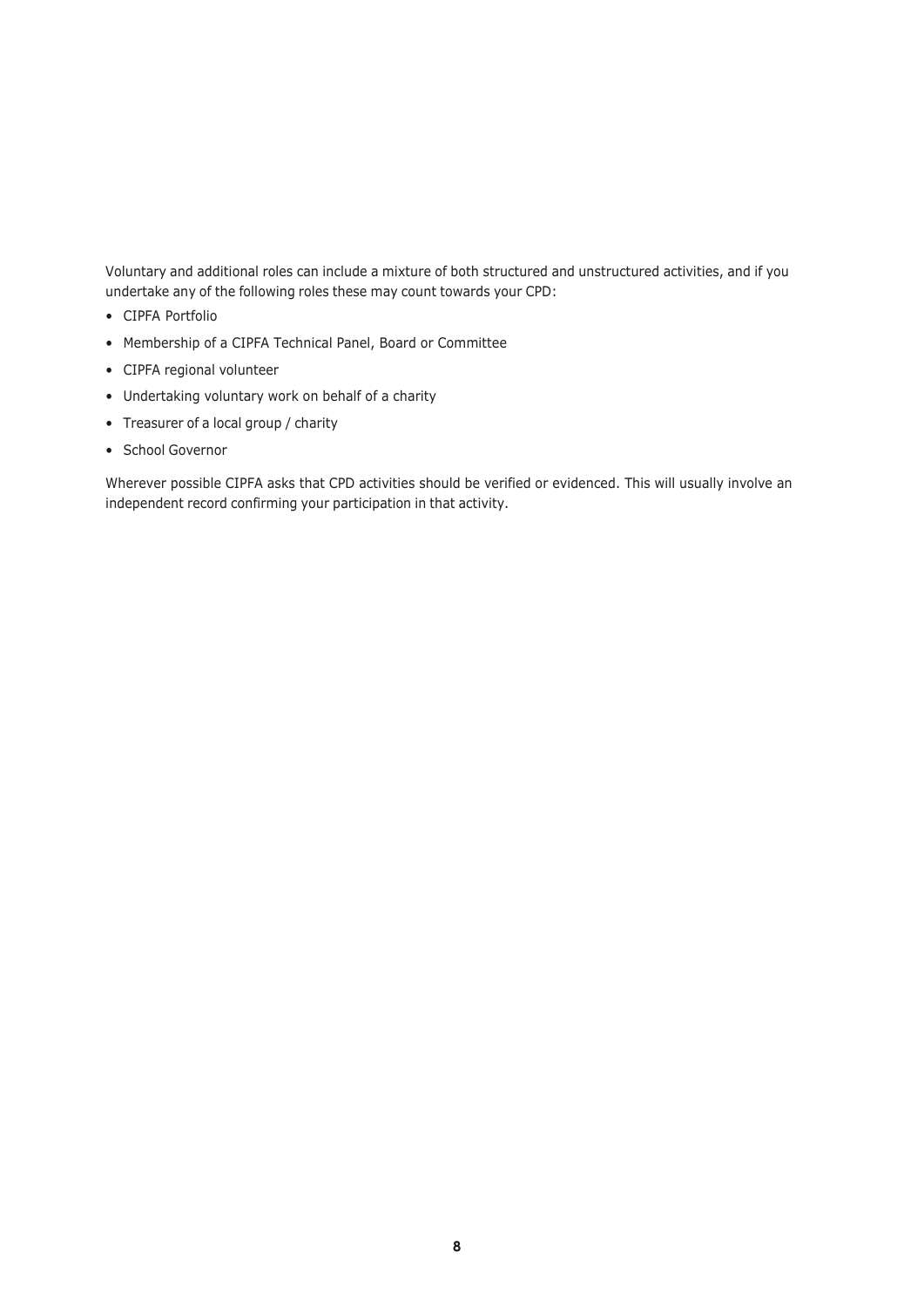Voluntary and additional roles can include a mixture of both structured and unstructured activities, and if you undertake any of the following roles these may count towards your CPD:

- CIPFA Portfolio
- Membership of a CIPFA Technical Panel, Board or Committee
- CIPFA regional volunteer
- Undertaking voluntary work on behalf of a charity
- Treasurer of a local group / charity
- School Governor

Wherever possible CIPFA asks that CPD activities should be verified or evidenced. This will usually involve an independent record confirming your participation in that activity.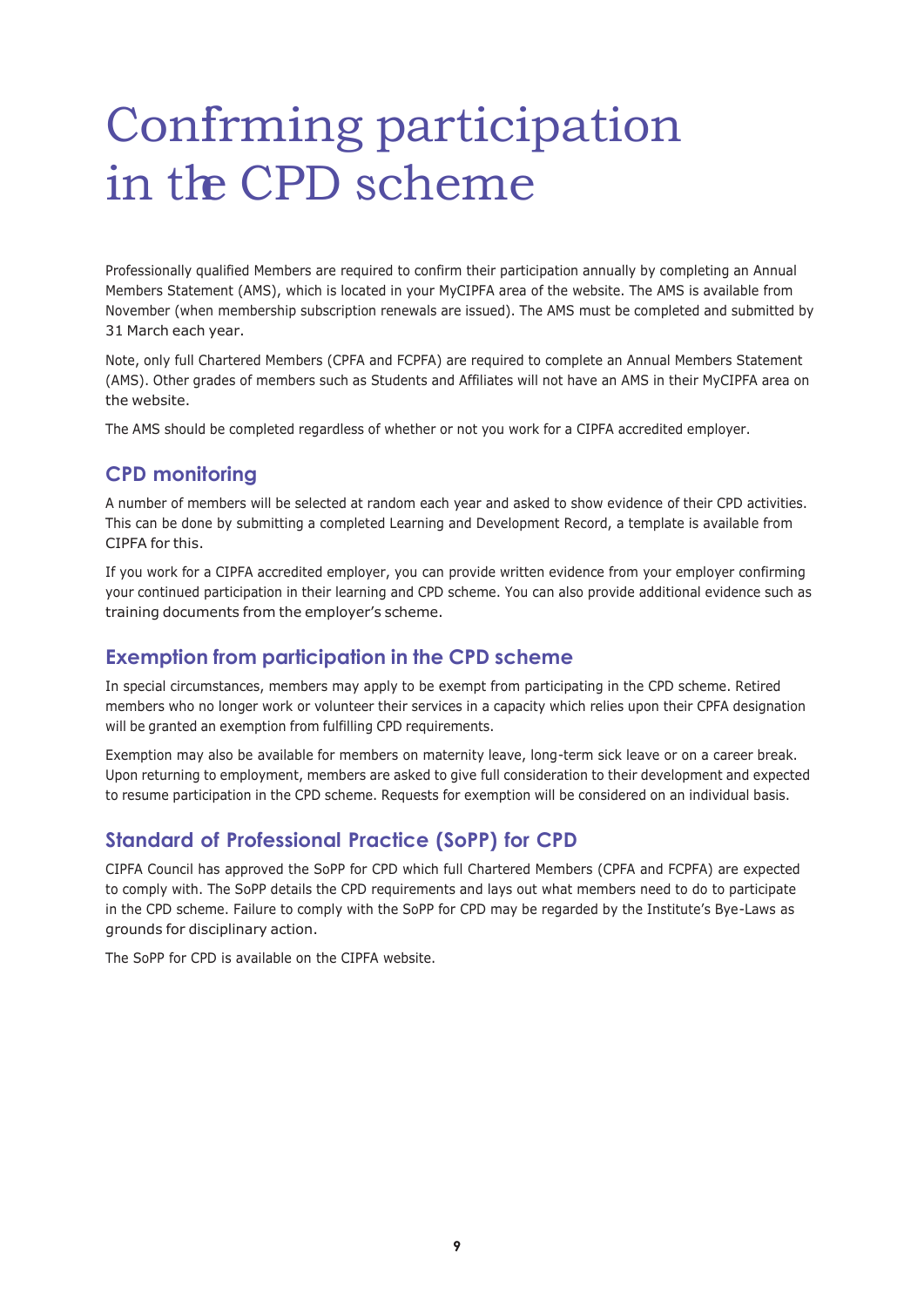# Confirming participation in the CPD scheme

Professionally qualified Members are required to confirm their participation annually by completing an Annual Members Statement (AMS), which is located in your MyCIPFA area of the website. The AMS is available from November (when membership subscription renewals are issued). The AMS must be completed and submitted by 31 March each year.

Note, only full Chartered Members (CPFA and FCPFA) are required to complete an Annual Members Statement (AMS). Other grades of members such as Students and Affiliates will not have an AMS in their MyCIPFA area on the website.

The AMS should be completed regardless of whether or not you work for a CIPFA accredited employer.

## CPD monitoring

A number of members will be selected at random each year and asked to show evidence of their CPD activities. This can be done by submitting a completed Learning and Development Record, a template is available from CIPFA for this.

If you work for a CIPFA accredited employer, you can provide written evidence from your employer confirming your continued participation in their learning and CPD scheme. You can also provide additional evidence such as training documents from the employer's scheme.

## Exemption from participation in the CPD scheme

In special circumstances, members may apply to be exempt from participating in the CPD scheme. Retired members who no longer work or volunteer their services in a capacity which relies upon their CPFA designation will be granted an exemption from fulfilling CPD requirements.

Exemption may also be available for members on maternity leave, long-term sick leave or on a career break. Upon returning to employment, members are asked to give full consideration to their development and expected to resume participation in the CPD scheme. Requests for exemption will be considered on an individual basis.

## Standard of Professional Practice (SoPP) for CPD

CIPFA Council has approved the SoPP for CPD which full Chartered Members (CPFA and FCPFA) are expected to comply with. The SoPP details the CPD requirements and lays out what members need to do to participate in the CPD scheme. Failure to comply with the SoPP for CPD may be regarded by the Institute's Bye-Laws as grounds for disciplinary action.

The SoPP for CPD is available on the CIPFA website.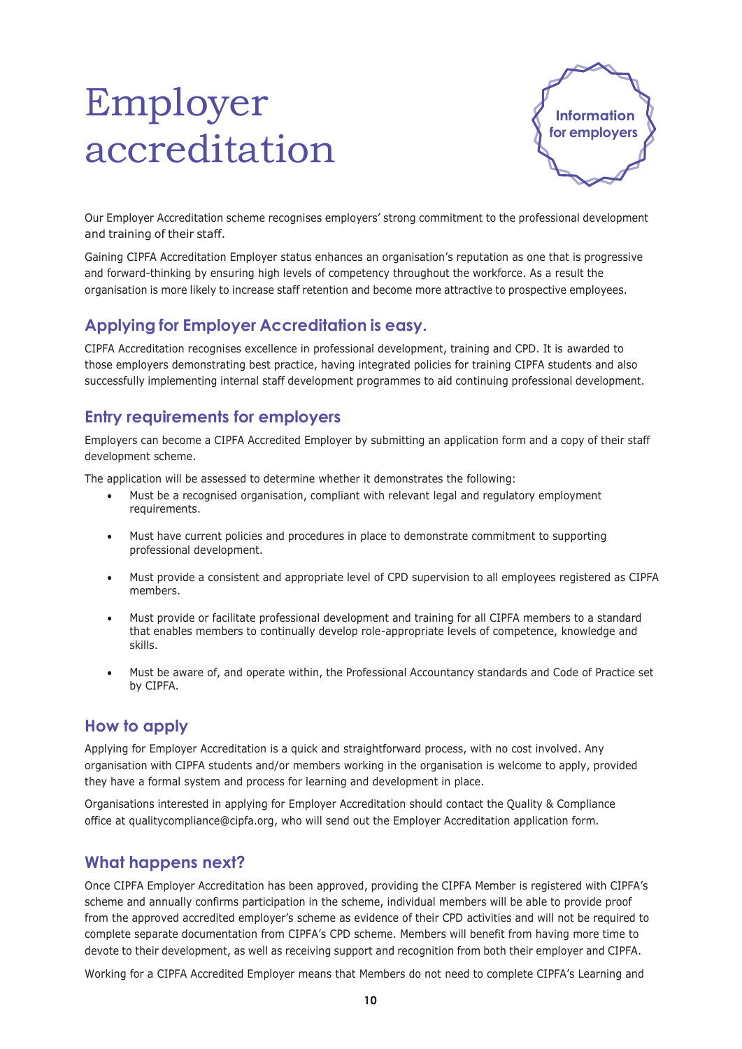# Employer accreditation

Information for employers

Our Employer Accreditation scheme recognises employers' strong commitment to the professional development and training of their staff.

Gaining CIPFA Accreditation Employer status enhances an organisation's reputation as one that is progressive and forward-thinking by ensuring high levels of competency throughout the workforce. As a result the organisation is more likely to increase staff retention and become more attractive to prospective employees.

## Applying for Employer Accreditation is easy.

CIPFA Accreditation recognises excellence in professional development, training and CPD. It is awarded to those employers demonstrating best practice, having integrated policies for training CIPFA students and also successfully implementing internal staff development programmes to aid continuing professional development.

## Entry requirements for employers

Employers can become a CIPFA Accredited Employer by submitting an application form and a copy of their staff development scheme.

The application will be assessed to determine whether it demonstrates the following:

- Must be a recognised organisation, compliant with relevant legal and regulatory employment requirements.
- Must have current policies and procedures in place to demonstrate commitment to supporting professional development.
- Must provide a consistent and appropriate level of CPD supervision to all employees registered as CIPFA members.
- Must provide or facilitate professional development and training for all CIPFA members to a standard that enables members to continually develop role-appropriate levels of competence, knowledge and skills.
- Must be aware of, and operate within, the Professional Accountancy standards and Code of Practice set by CIPFA.

## How to apply

Applying for Employer Accreditation is a quick and straightforward process, with no cost involved. Any organisation with CIPFA students and/or members working in the organisation is welcome to apply, provided they have a formal system and process for learning and development in place.

Organisations interested in applying for Employer Accreditation should contact the Quality & Compliance office at qualitycompliance@cipfa.org, who will send out the Employer Accreditation application form.

## What happens next?

Once CIPFA Employer Accreditation has been approved, providing the CIPFA Member is registered with CIPFA's scheme and annually confirms participation in the scheme, individual members will be able to provide proof from the approved accredited employer's scheme as evidence of their CPD activities and will not be required to complete separate documentation from CIPFA's CPD scheme. Members will benefit from having more time to devote to their development, as well as receiving support and recognition from both their employer and CIPFA.

Working for a CIPFA Accredited Employer means that Members do not need to complete CIPFA's Learning and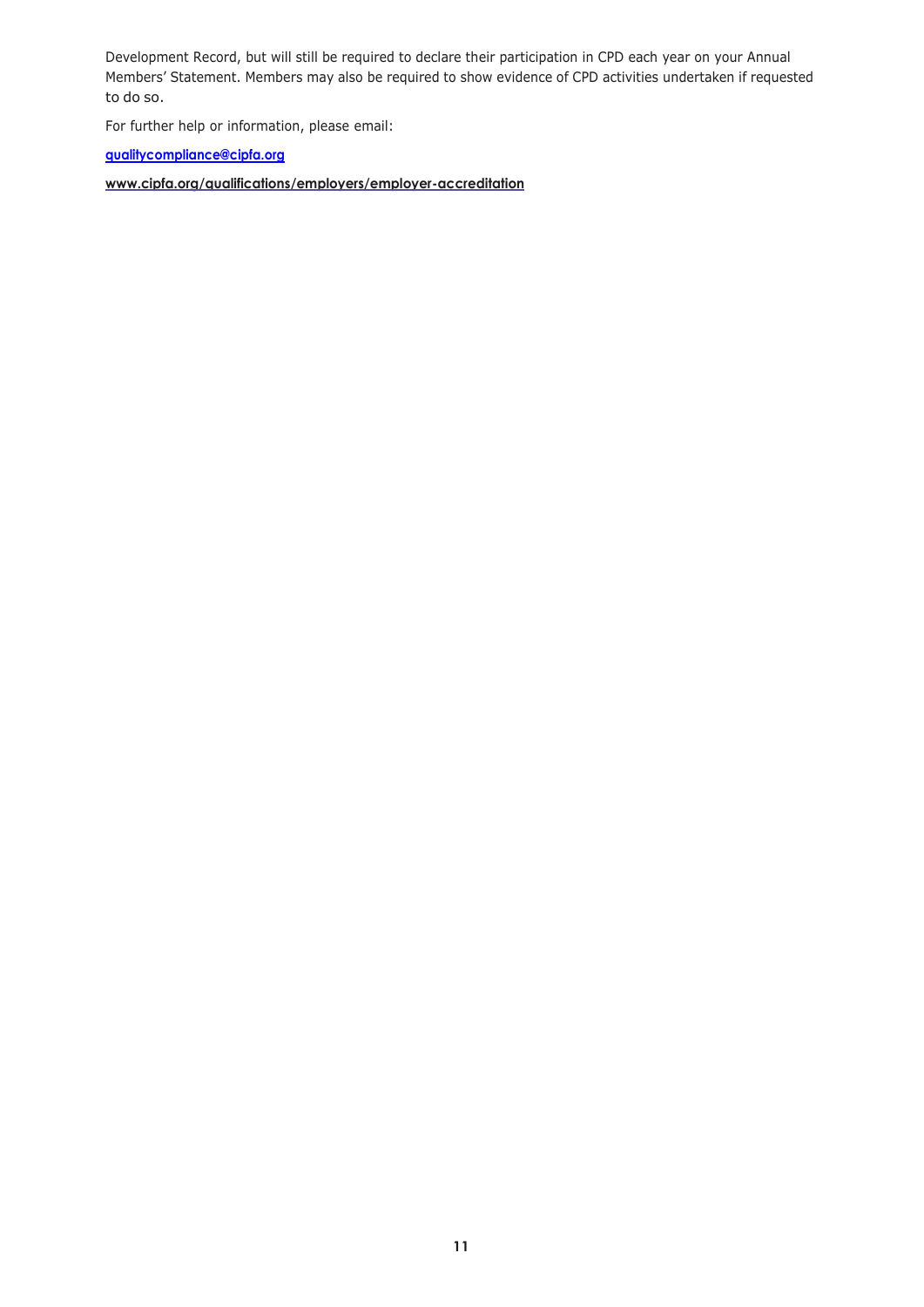Development Record, but will still be required to declare their participation in CPD each year on your Annual Members' Statement. Members may also be required to show evidence of CPD activities undertaken if requested to do so.

For further help or information, please email:

**qualitycompliance@cipfa.org**

**www.cipfa.org/qualifications/employers/employer-accreditation**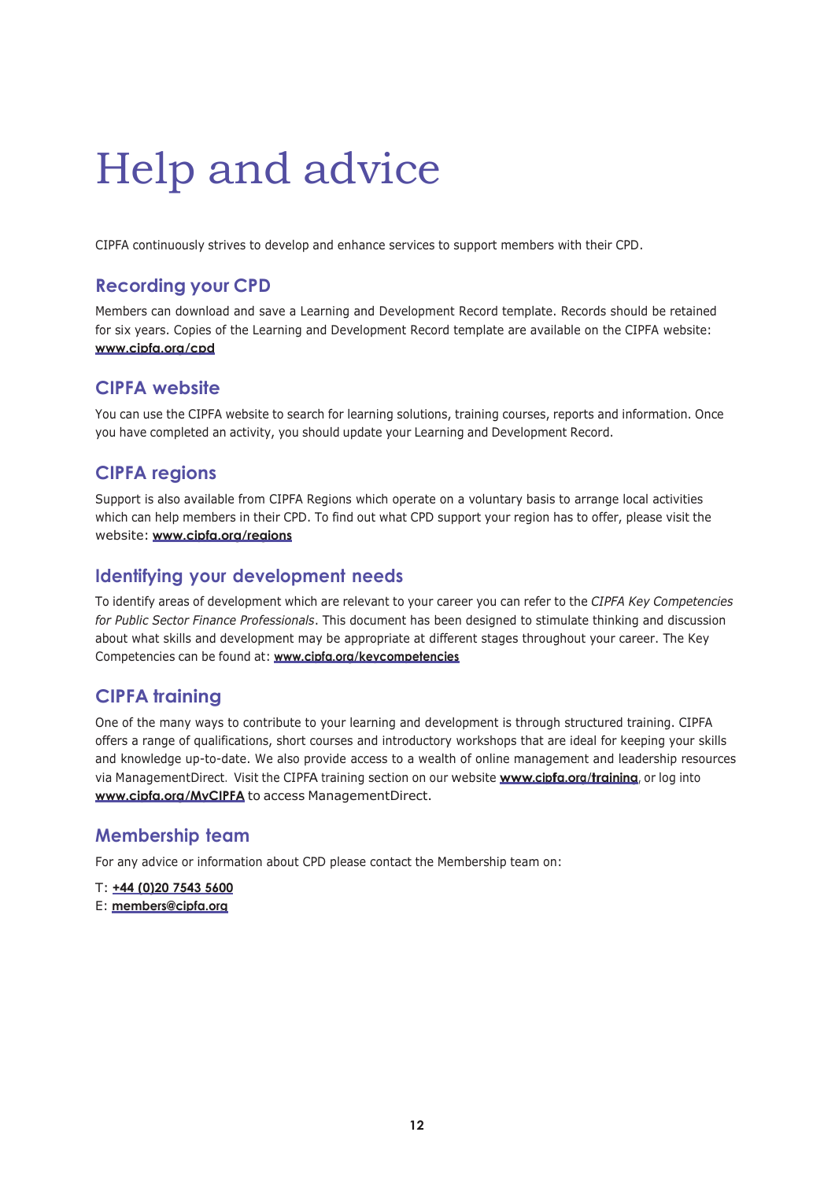# Help and advice

CIPFA continuously strives to develop and enhance services to support members with their CPD.

## Recording your CPD

Members can download and save a Learning and Development Record template. Records should be retained for six years. Copies of the Learning and Development Record template are available on the CIPFA website: **www.cipfa.org/cpd**

## CIPFA website

You can use the CIPFA website to search for learning solutions, training courses, reports and information. Once you have completed an activity, you should update your Learning and Development Record.

## CIPFA regions

Support is also available from CIPFA Regions which operate on a voluntary basis to arrange local activities which can help members in their CPD. To find out what CPD support your region has to offer, please visit the website: **www.cipfa.org/regions**

## Identifying your development needs

To identify areas of development which are relevant to your career you can refer to the *CIPFA Key Competencies for Public Sector Finance Professionals*. This document has been designed to stimulate thinking and discussion about what skills and development may be appropriate at different stages throughout your career. The Key Competencies can be found at: **www.cipfa.org/keycompetencies**

## CIPFA training

One of the many ways to contribute to your learning and development is through structured training. CIPFA offers a range of qualifications, short courses and introductory workshops that are ideal for keeping your skills and knowledge up-to-date. We also provide access to a wealth of online management and leadership resources via ManagementDirect. Visit the CIPFA training section on our website **www.cipfa.org/training**, or log into **www.cipfa.org/MyCIPFA** to access ManagementDirect.

## Membership team

For any advice or information about CPD please contact the Membership team on:

T: **+44 (0)20 7543 5600**
E: **members@cipfa.org**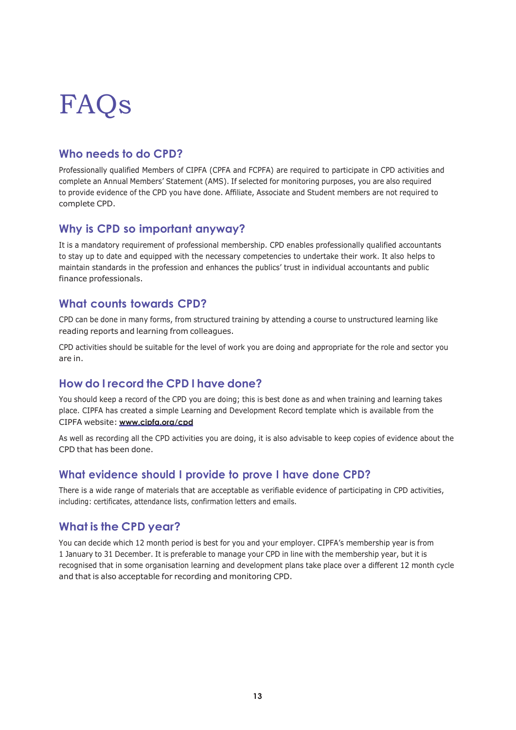# FAQs

## Who needs to do CPD?

Professionally qualified Members of CIPFA (CPFA and FCPFA) are required to participate in CPD activities and complete an Annual Members' Statement (AMS). If selected for monitoring purposes, you are also required to provide evidence of the CPD you have done. Affiliate, Associate and Student members are not required to complete CPD.

## Why is CPD so important anyway?

It is a mandatory requirement of professional membership. CPD enables professionally qualified accountants to stay up to date and equipped with the necessary competencies to undertake their work. It also helps to maintain standards in the profession and enhances the publics' trust in individual accountants and public finance professionals.

## What counts towards CPD?

CPD can be done in many forms, from structured training by attending a course to unstructured learning like reading reports and learning from colleagues.

CPD activities should be suitable for the level of work you are doing and appropriate for the role and sector you are in.

## How do I record the CPD I have done?

You should keep a record of the CPD you are doing; this is best done as and when training and learning takes place. CIPFA has created a simple Learning and Development Record template which is available from the CIPFA website: **www.cipfa.org/cpd**

As well as recording all the CPD activities you are doing, it is also advisable to keep copies of evidence about the CPD that has been done.

## What evidence should I provide to prove I have done CPD?

There is a wide range of materials that are acceptable as verifiable evidence of participating in CPD activities, including: certificates, attendance lists, confirmation letters and emails.

## What is the CPD year?

You can decide which 12 month period is best for you and your employer. CIPFA's membership year is from 1 January to 31 December. It is preferable to manage your CPD in line with the membership year, but it is recognised that in some organisation learning and development plans take place over a different 12 month cycle and that is also acceptable for recording and monitoring CPD.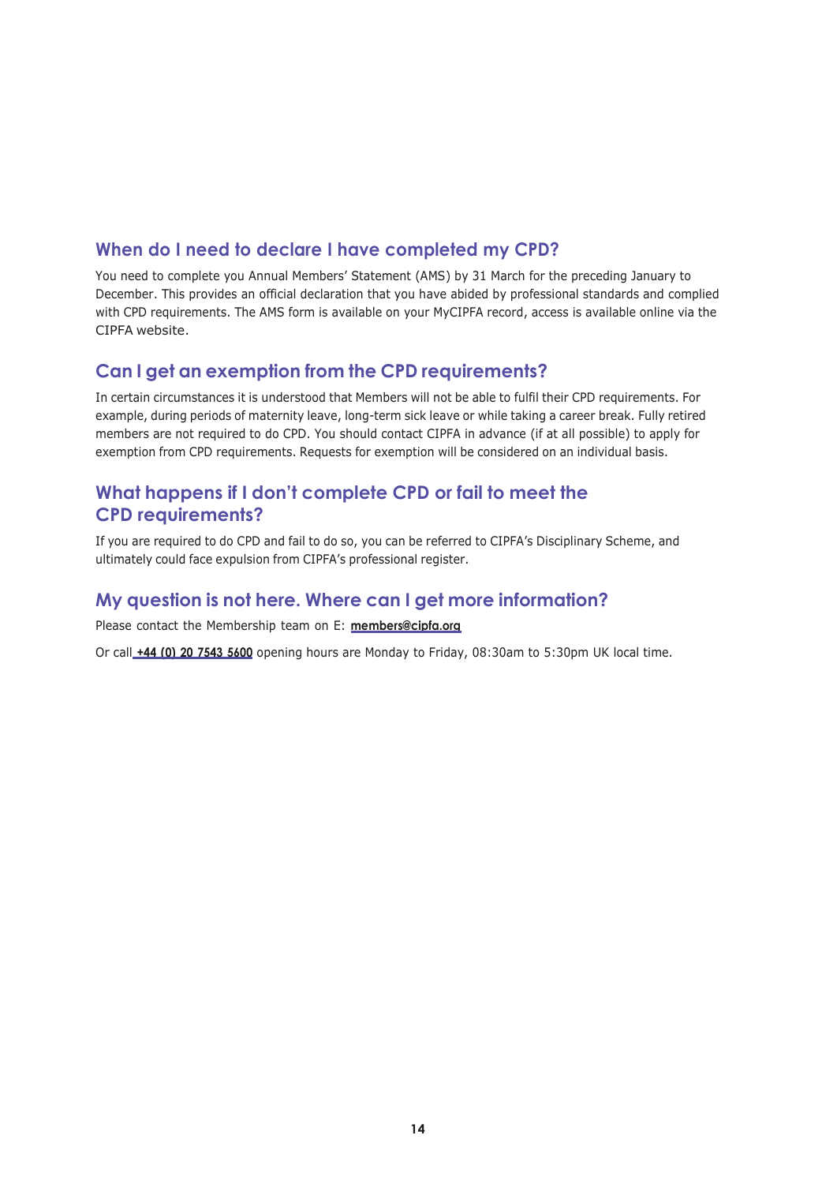## When do I need to declare I have completed my CPD?

You need to complete you Annual Members' Statement (AMS) by 31 March for the preceding January to December. This provides an official declaration that you have abided by professional standards and complied with CPD requirements. The AMS form is available on your MyCIPFA record, access is available online via the CIPFA website.

## Can I get an exemption from the CPD requirements?

In certain circumstances it is understood that Members will not be able to fulfil their CPD requirements. For example, during periods of maternity leave, long-term sick leave or while taking a career break. Fully retired members are not required to do CPD. You should contact CIPFA in advance (if at all possible) to apply for exemption from CPD requirements. Requests for exemption will be considered on an individual basis.

## What happens if I don't complete CPD or fail to meet the CPD requirements?

If you are required to do CPD and fail to do so, you can be referred to CIPFA's Disciplinary Scheme, and ultimately could face expulsion from CIPFA's professional register.

## My question is not here. Where can I get more information?

Please contact the Membership team on E: **members@cipfa.org**

Or call **+44 (0) 20 7543 5600** opening hours are Monday to Friday, 08:30am to 5:30pm UK local time.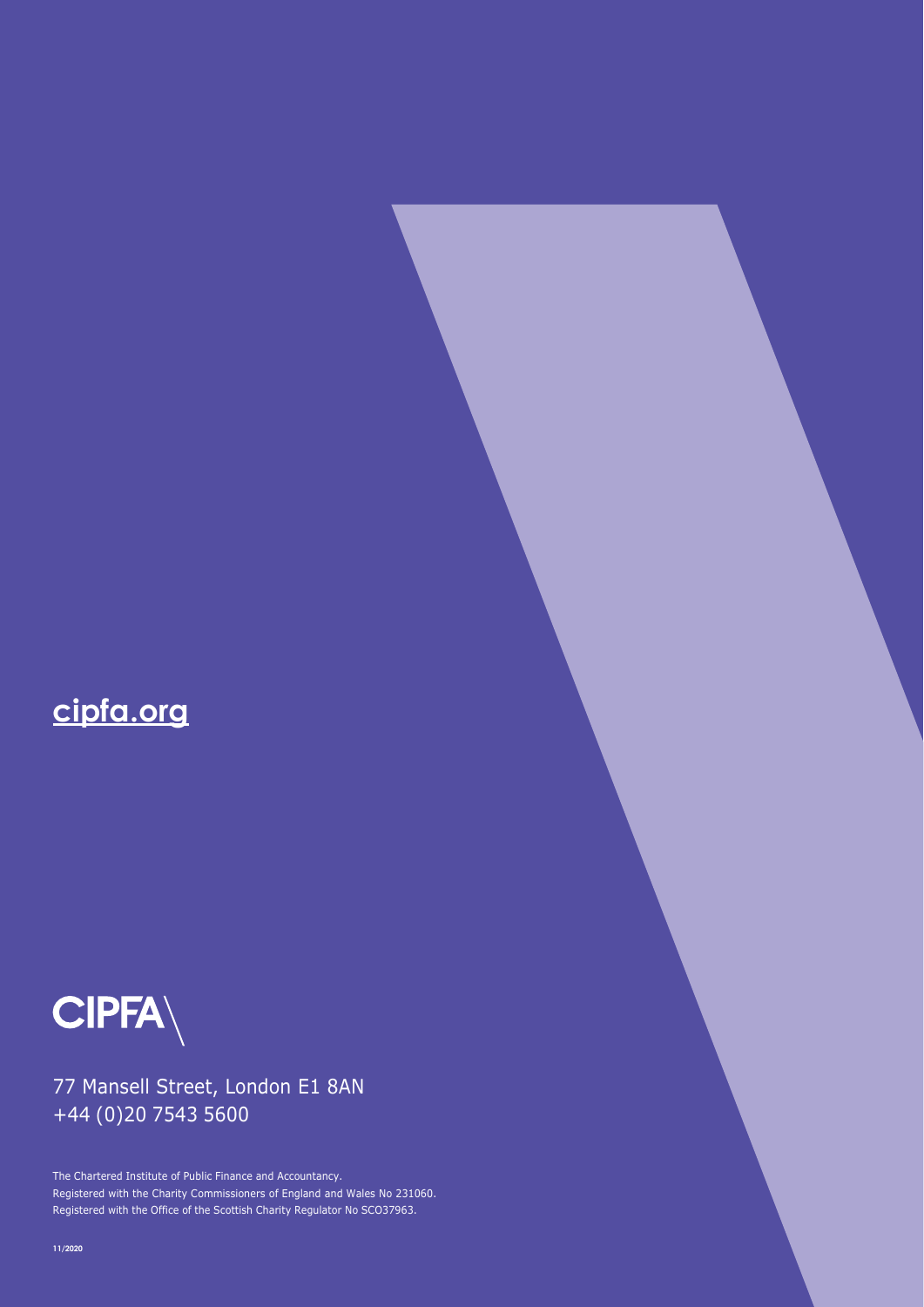**cipfa.org**

CIPFA

77 Mansell Street, London E1 8AN
+44 (0)20 7543 5600

The Chartered Institute of Public Finance and Accountancy.
Registered with the Charity Commissioners of England and Wales No 231060.
Registered with the Office of the Scottish Charity Regulator No SCO37963.

11/2020